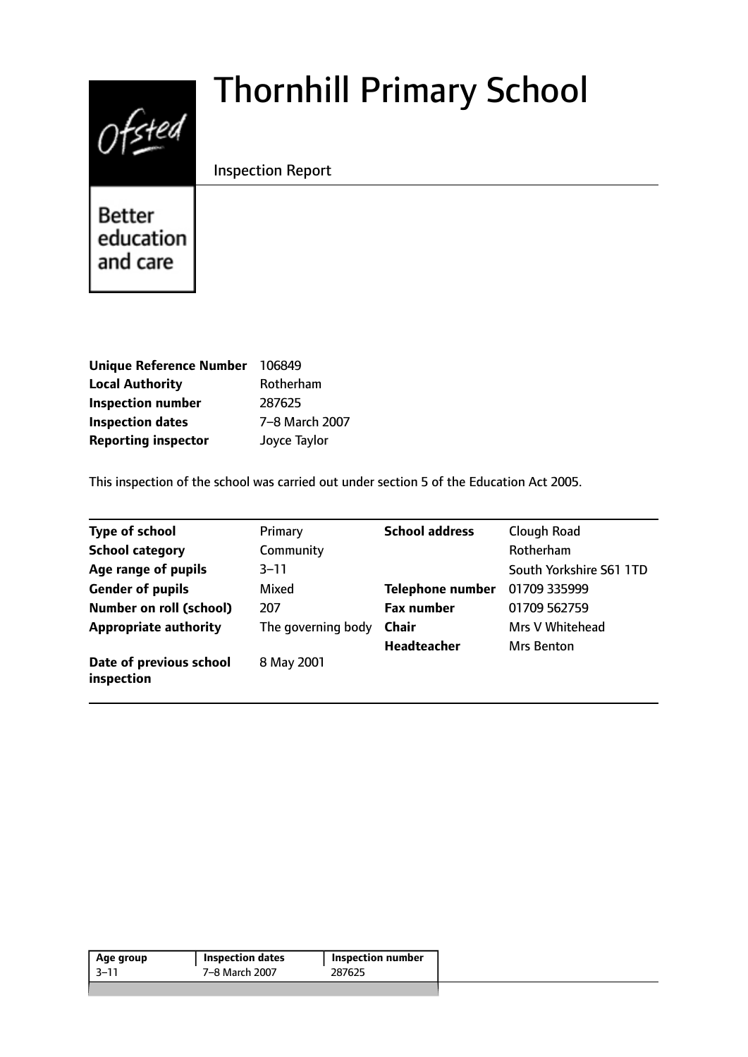# Thornhill Primary School

Inspection Report

Better education and care

| | |
|---|---|
| **Unique Reference Number** | 106849 |
| **Local Authority** | Rotherham |
| **Inspection number** | 287625 |
| **Inspection dates** | 7–8 March 2007 |
| **Reporting inspector** | Joyce Taylor |

This inspection of the school was carried out under section 5 of the Education Act 2005.

| | | | |
|---|---|---|---|
| **Type of school** | Primary | **School address** | Clough Road |
| **School category** | Community | | Rotherham |
| **Age range of pupils** | 3–11 | | South Yorkshire S61 1TD |
| **Gender of pupils** | Mixed | **Telephone number** | 01709 335999 |
| **Number on roll (school)** | 207 | **Fax number** | 01709 562759 |
| **Appropriate authority** | The governing body | **Chair** | Mrs V Whitehead |
| | | **Headteacher** | Mrs Benton |
| **Date of previous school inspection** | 8 May 2001 | | |

| Age group | Inspection dates | Inspection number |
|---|---|---|
| 3–11 | 7–8 March 2007 | 287625 |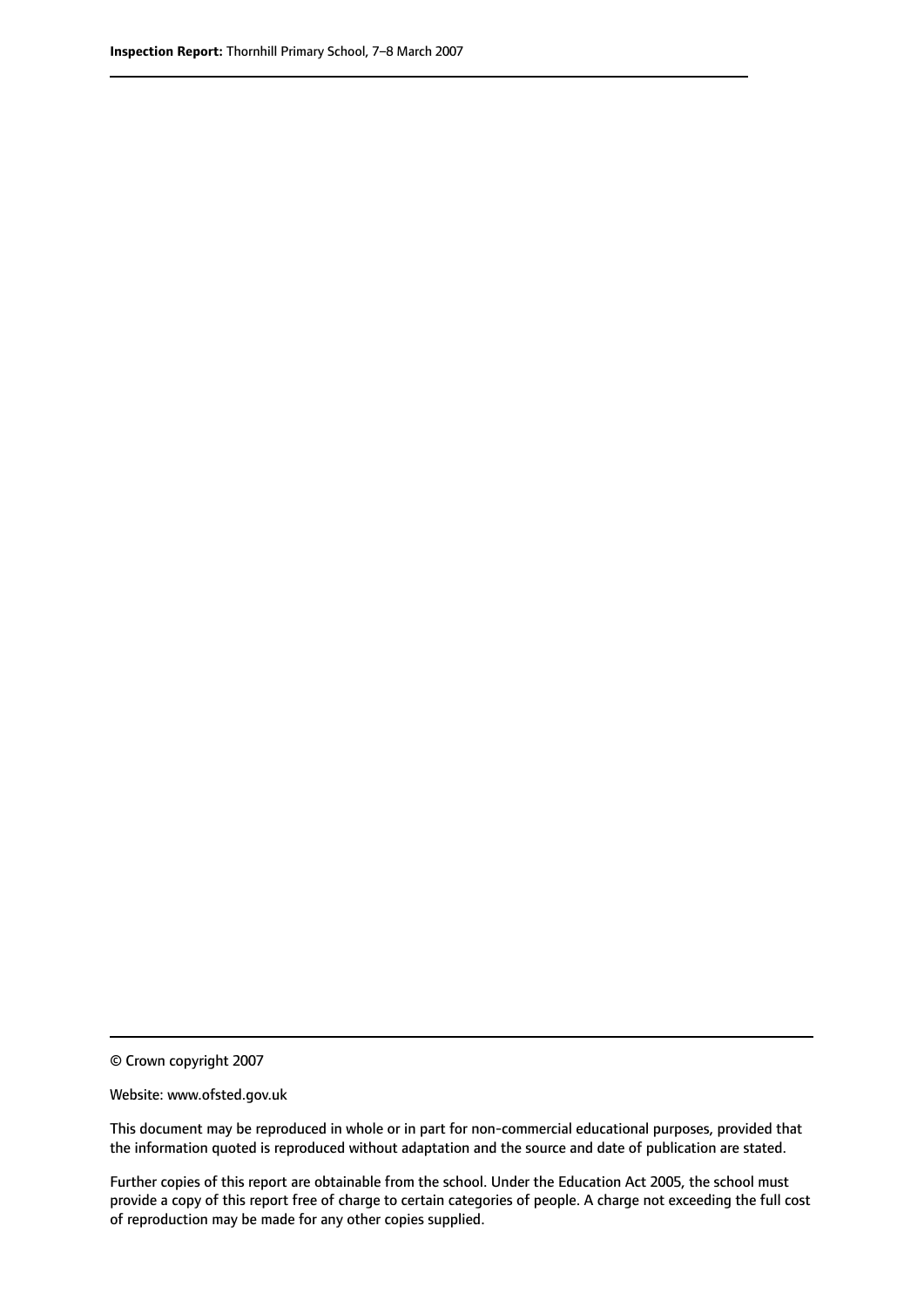© Crown copyright 2007

Website: www.ofsted.gov.uk

This document may be reproduced in whole or in part for non-commercial educational purposes, provided that the information quoted is reproduced without adaptation and the source and date of publication are stated.

Further copies of this report are obtainable from the school. Under the Education Act 2005, the school must provide a copy of this report free of charge to certain categories of people. A charge not exceeding the full cost of reproduction may be made for any other copies supplied.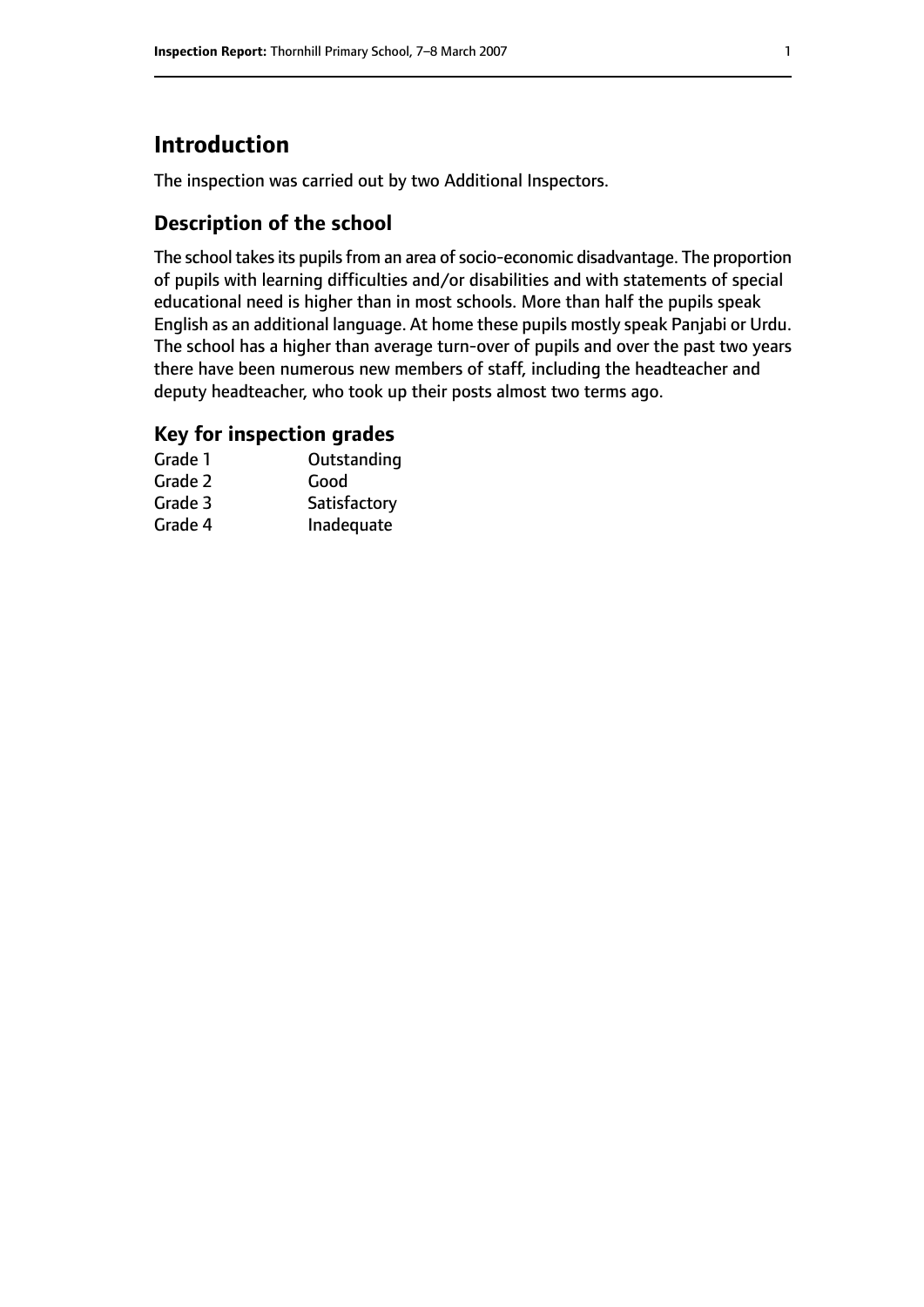# Introduction

The inspection was carried out by two Additional Inspectors.

## Description of the school

The school takes its pupils from an area of socio-economic disadvantage. The proportion of pupils with learning difficulties and/or disabilities and with statements of special educational need is higher than in most schools. More than half the pupils speak English as an additional language. At home these pupils mostly speak Panjabi or Urdu. The school has a higher than average turn-over of pupils and over the past two years there have been numerous new members of staff, including the headteacher and deputy headteacher, who took up their posts almost two terms ago.

## Key for inspection grades

| | |
|---|---|
| Grade 1 | Outstanding |
| Grade 2 | Good |
| Grade 3 | Satisfactory |
| Grade 4 | Inadequate |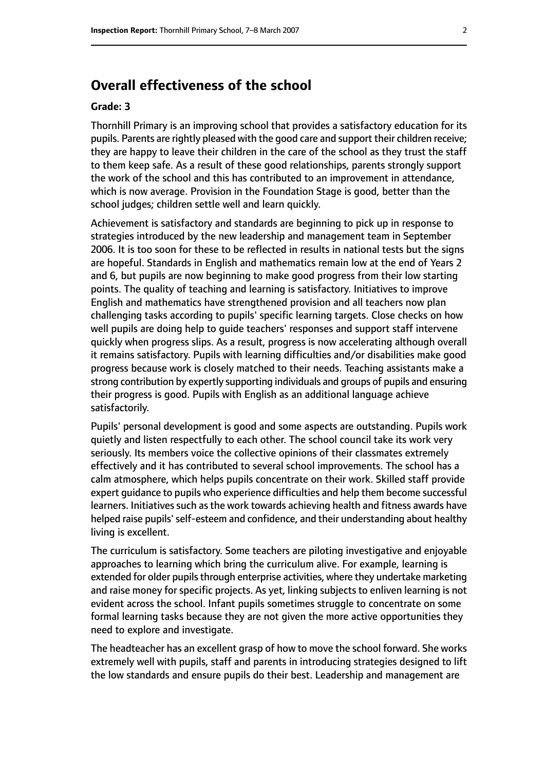## Overall effectiveness of the school

**Grade: 3**

Thornhill Primary is an improving school that provides a satisfactory education for its pupils. Parents are rightly pleased with the good care and support their children receive; they are happy to leave their children in the care of the school as they trust the staff to them keep safe. As a result of these good relationships, parents strongly support the work of the school and this has contributed to an improvement in attendance, which is now average. Provision in the Foundation Stage is good, better than the school judges; children settle well and learn quickly.

Achievement is satisfactory and standards are beginning to pick up in response to strategies introduced by the new leadership and management team in September 2006. It is too soon for these to be reflected in results in national tests but the signs are hopeful. Standards in English and mathematics remain low at the end of Years 2 and 6, but pupils are now beginning to make good progress from their low starting points. The quality of teaching and learning is satisfactory. Initiatives to improve English and mathematics have strengthened provision and all teachers now plan challenging tasks according to pupils' specific learning targets. Close checks on how well pupils are doing help to guide teachers' responses and support staff intervene quickly when progress slips. As a result, progress is now accelerating although overall it remains satisfactory. Pupils with learning difficulties and/or disabilities make good progress because work is closely matched to their needs. Teaching assistants make a strong contribution by expertly supporting individuals and groups of pupils and ensuring their progress is good. Pupils with English as an additional language achieve satisfactorily.

Pupils' personal development is good and some aspects are outstanding. Pupils work quietly and listen respectfully to each other. The school council take its work very seriously. Its members voice the collective opinions of their classmates extremely effectively and it has contributed to several school improvements. The school has a calm atmosphere, which helps pupils concentrate on their work. Skilled staff provide expert guidance to pupils who experience difficulties and help them become successful learners. Initiatives such as the work towards achieving health and fitness awards have helped raise pupils' self-esteem and confidence, and their understanding about healthy living is excellent.

The curriculum is satisfactory. Some teachers are piloting investigative and enjoyable approaches to learning which bring the curriculum alive. For example, learning is extended for older pupils through enterprise activities, where they undertake marketing and raise money for specific projects. As yet, linking subjects to enliven learning is not evident across the school. Infant pupils sometimes struggle to concentrate on some formal learning tasks because they are not given the more active opportunities they need to explore and investigate.

The headteacher has an excellent grasp of how to move the school forward. She works extremely well with pupils, staff and parents in introducing strategies designed to lift the low standards and ensure pupils do their best. Leadership and management are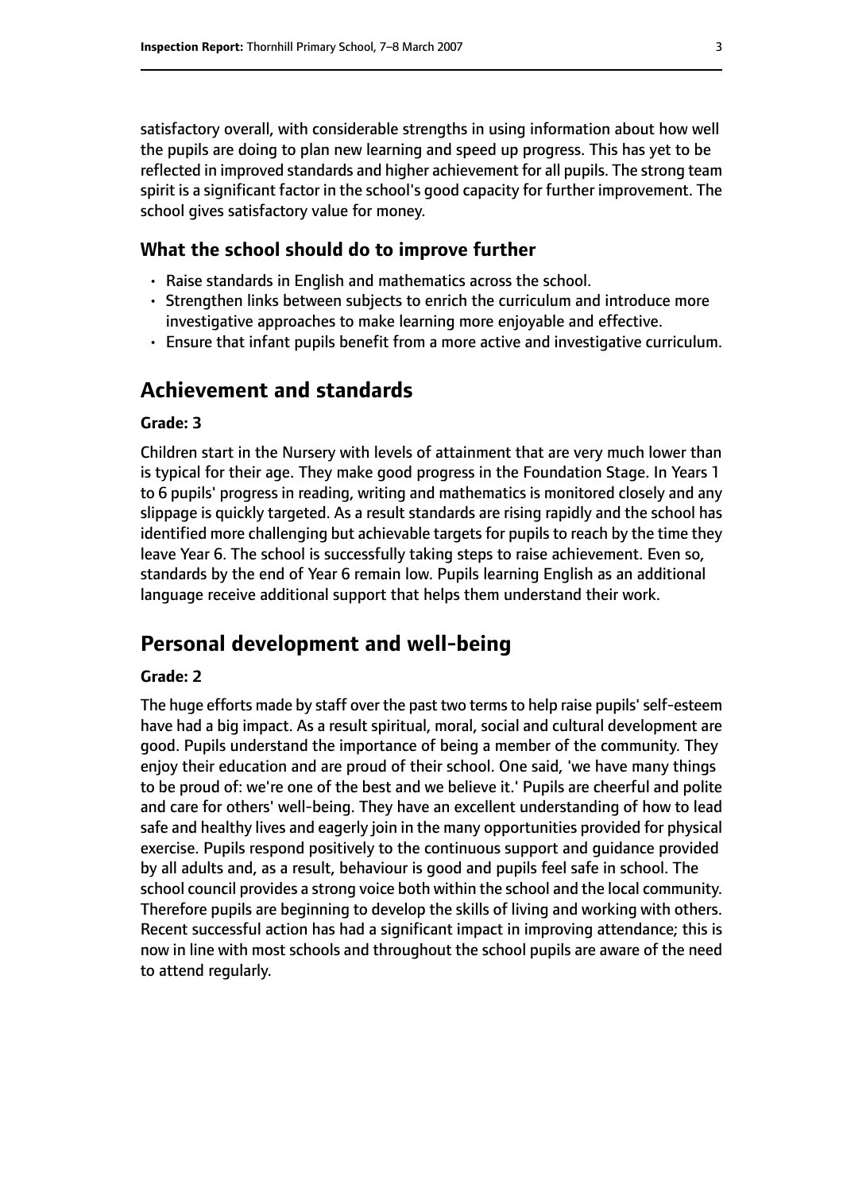satisfactory overall, with considerable strengths in using information about how well the pupils are doing to plan new learning and speed up progress. This has yet to be reflected in improved standards and higher achievement for all pupils. The strong team spirit is a significant factor in the school's good capacity for further improvement. The school gives satisfactory value for money.

### What the school should do to improve further

- Raise standards in English and mathematics across the school.
- Strengthen links between subjects to enrich the curriculum and introduce more investigative approaches to make learning more enjoyable and effective.
- Ensure that infant pupils benefit from a more active and investigative curriculum.

## Achievement and standards

#### Grade: 3

Children start in the Nursery with levels of attainment that are very much lower than is typical for their age. They make good progress in the Foundation Stage. In Years 1 to 6 pupils' progress in reading, writing and mathematics is monitored closely and any slippage is quickly targeted. As a result standards are rising rapidly and the school has identified more challenging but achievable targets for pupils to reach by the time they leave Year 6. The school is successfully taking steps to raise achievement. Even so, standards by the end of Year 6 remain low. Pupils learning English as an additional language receive additional support that helps them understand their work.

## Personal development and well-being

#### Grade: 2

The huge efforts made by staff over the past two terms to help raise pupils' self-esteem have had a big impact. As a result spiritual, moral, social and cultural development are good. Pupils understand the importance of being a member of the community. They enjoy their education and are proud of their school. One said, 'we have many things to be proud of: we're one of the best and we believe it.' Pupils are cheerful and polite and care for others' well-being. They have an excellent understanding of how to lead safe and healthy lives and eagerly join in the many opportunities provided for physical exercise. Pupils respond positively to the continuous support and guidance provided by all adults and, as a result, behaviour is good and pupils feel safe in school. The school council provides a strong voice both within the school and the local community. Therefore pupils are beginning to develop the skills of living and working with others. Recent successful action has had a significant impact in improving attendance; this is now in line with most schools and throughout the school pupils are aware of the need to attend regularly.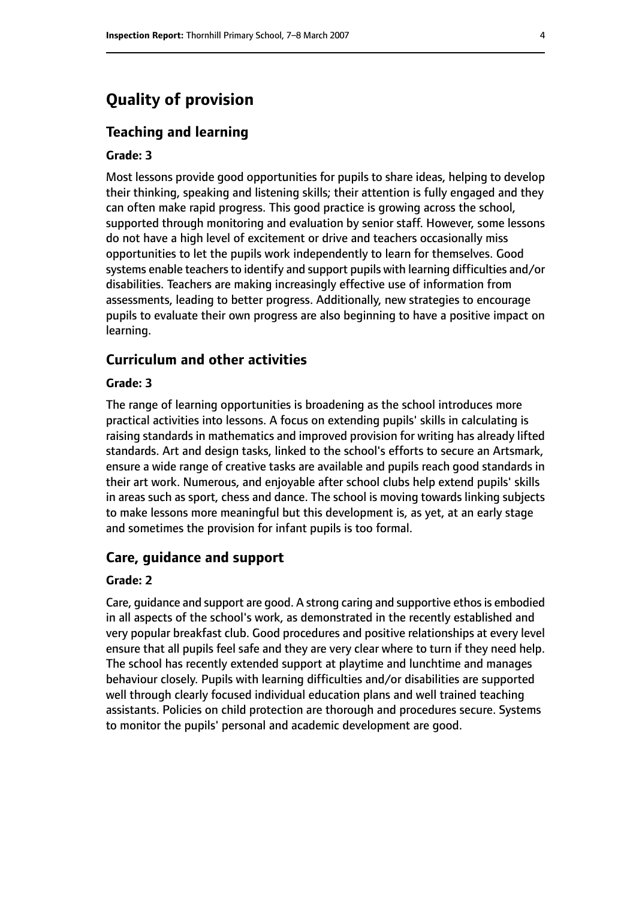# Quality of provision

## Teaching and learning

### Grade: 3

Most lessons provide good opportunities for pupils to share ideas, helping to develop their thinking, speaking and listening skills; their attention is fully engaged and they can often make rapid progress. This good practice is growing across the school, supported through monitoring and evaluation by senior staff. However, some lessons do not have a high level of excitement or drive and teachers occasionally miss opportunities to let the pupils work independently to learn for themselves. Good systems enable teachers to identify and support pupils with learning difficulties and/or disabilities. Teachers are making increasingly effective use of information from assessments, leading to better progress. Additionally, new strategies to encourage pupils to evaluate their own progress are also beginning to have a positive impact on learning.

## Curriculum and other activities

### Grade: 3

The range of learning opportunities is broadening as the school introduces more practical activities into lessons. A focus on extending pupils' skills in calculating is raising standards in mathematics and improved provision for writing has already lifted standards. Art and design tasks, linked to the school's efforts to secure an Artsmark, ensure a wide range of creative tasks are available and pupils reach good standards in their art work. Numerous, and enjoyable after school clubs help extend pupils' skills in areas such as sport, chess and dance. The school is moving towards linking subjects to make lessons more meaningful but this development is, as yet, at an early stage and sometimes the provision for infant pupils is too formal.

## Care, guidance and support

### Grade: 2

Care, guidance and support are good. A strong caring and supportive ethos is embodied in all aspects of the school's work, as demonstrated in the recently established and very popular breakfast club. Good procedures and positive relationships at every level ensure that all pupils feel safe and they are very clear where to turn if they need help. The school has recently extended support at playtime and lunchtime and manages behaviour closely. Pupils with learning difficulties and/or disabilities are supported well through clearly focused individual education plans and well trained teaching assistants. Policies on child protection are thorough and procedures secure. Systems to monitor the pupils' personal and academic development are good.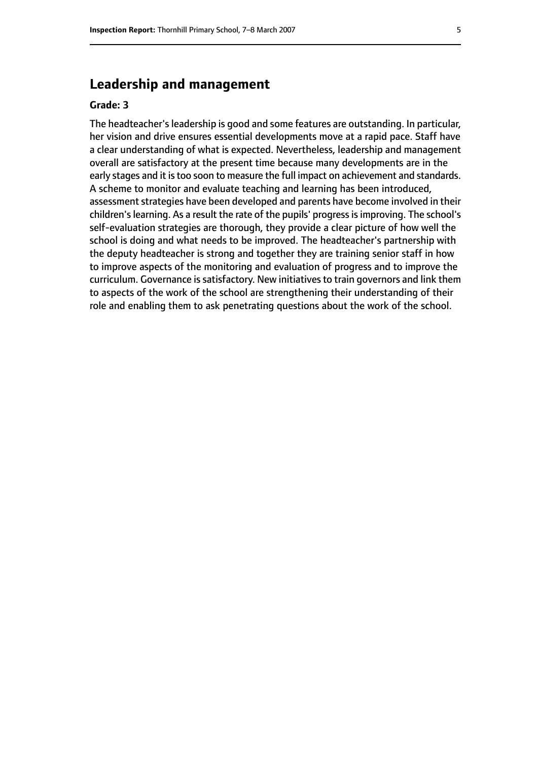## Leadership and management

**Grade: 3**

The headteacher's leadership is good and some features are outstanding. In particular, her vision and drive ensures essential developments move at a rapid pace. Staff have a clear understanding of what is expected. Nevertheless, leadership and management overall are satisfactory at the present time because many developments are in the early stages and it is too soon to measure the full impact on achievement and standards. A scheme to monitor and evaluate teaching and learning has been introduced, assessment strategies have been developed and parents have become involved in their children's learning. As a result the rate of the pupils' progress is improving. The school's self-evaluation strategies are thorough, they provide a clear picture of how well the school is doing and what needs to be improved. The headteacher's partnership with the deputy headteacher is strong and together they are training senior staff in how to improve aspects of the monitoring and evaluation of progress and to improve the curriculum. Governance is satisfactory. New initiatives to train governors and link them to aspects of the work of the school are strengthening their understanding of their role and enabling them to ask penetrating questions about the work of the school.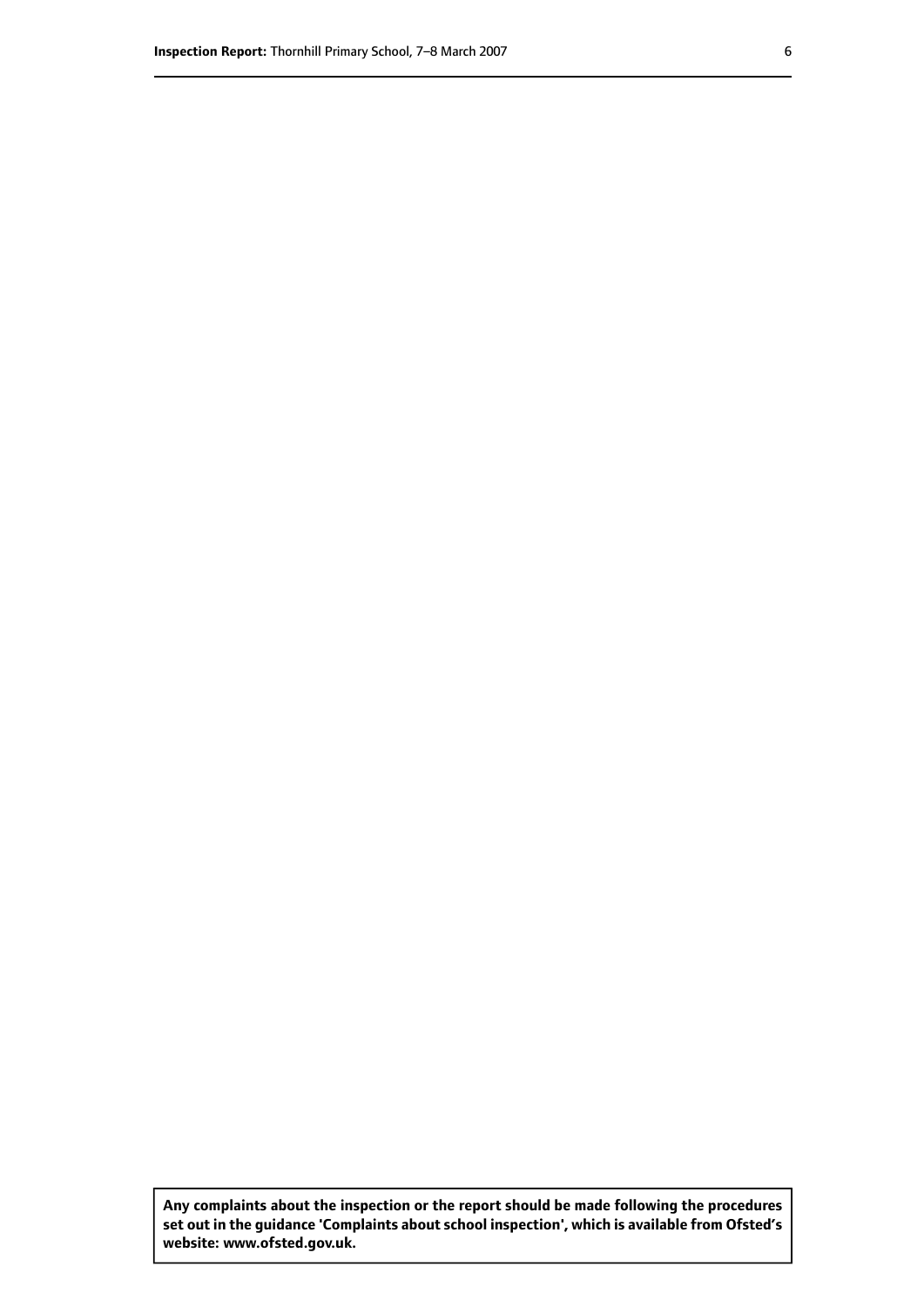**Any complaints about the inspection or the report should be made following the procedures set out in the guidance 'Complaints about school inspection', which is available from Ofsted's website: www.ofsted.gov.uk.**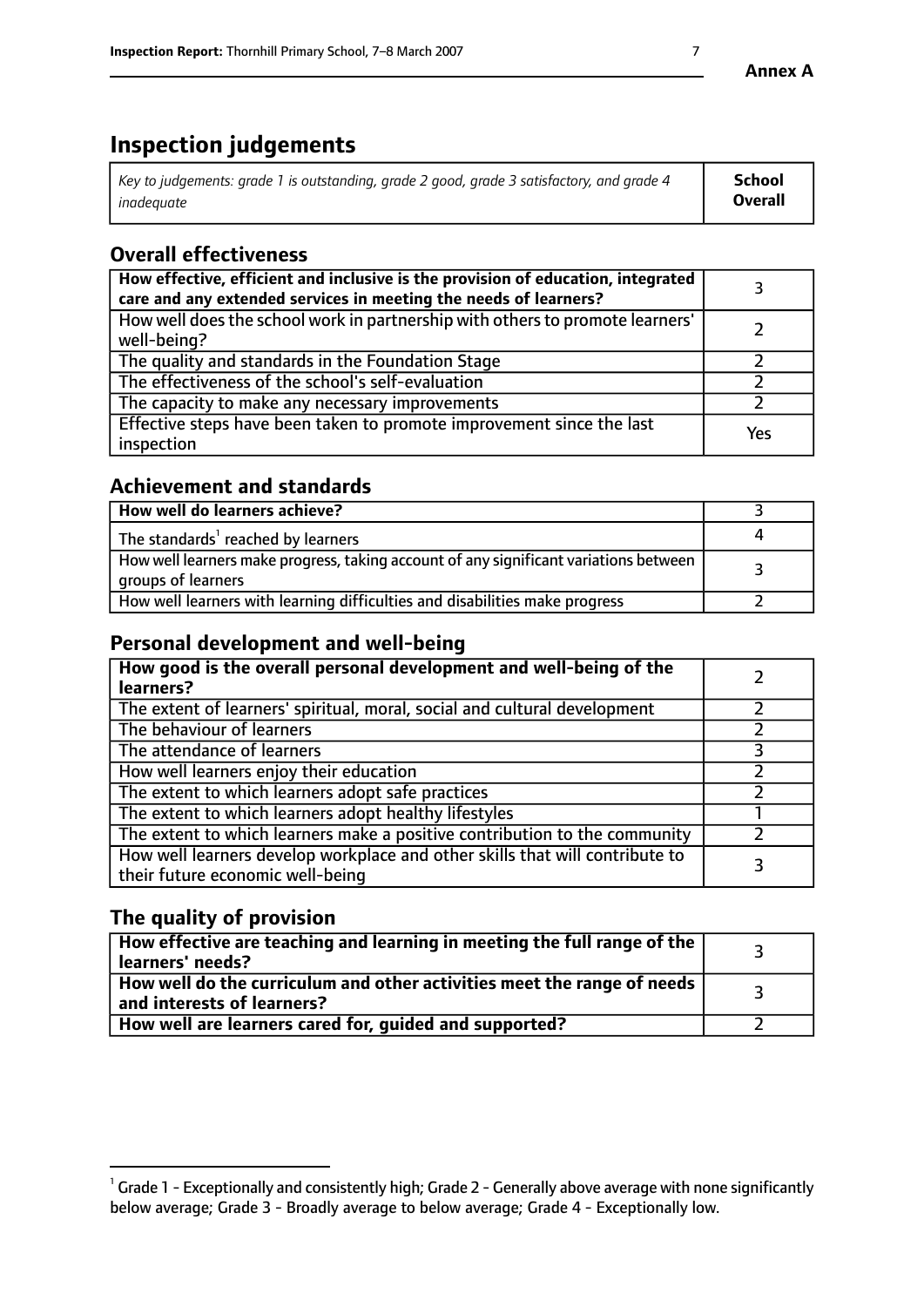**Annex A**

# Inspection judgements

| *Key to judgements: grade 1 is outstanding, grade 2 good, grade 3 satisfactory, and grade 4 inadequate* | **School Overall** |
|---|---|

## Overall effectiveness

| | |
|---|---|
| **How effective, efficient and inclusive is the provision of education, integrated care and any extended services in meeting the needs of learners?** | 3 |
| How well does the school work in partnership with others to promote learners' well-being? | 2 |
| The quality and standards in the Foundation Stage | 2 |
| The effectiveness of the school's self-evaluation | 2 |
| The capacity to make any necessary improvements | 2 |
| Effective steps have been taken to promote improvement since the last inspection | Yes |

## Achievement and standards

| | |
|---|---|
| **How well do learners achieve?** | 3 |
| The standards[1] reached by learners | 4 |
| How well learners make progress, taking account of any significant variations between groups of learners | 3 |
| How well learners with learning difficulties and disabilities make progress | 2 |

## Personal development and well-being

| | |
|---|---|
| **How good is the overall personal development and well-being of the learners?** | 2 |
| The extent of learners' spiritual, moral, social and cultural development | 2 |
| The behaviour of learners | 2 |
| The attendance of learners | 3 |
| How well learners enjoy their education | 2 |
| The extent to which learners adopt safe practices | 2 |
| The extent to which learners adopt healthy lifestyles | 1 |
| The extent to which learners make a positive contribution to the community | 2 |
| How well learners develop workplace and other skills that will contribute to their future economic well-being | 3 |

## The quality of provision

| | |
|---|---|
| **How effective are teaching and learning in meeting the full range of the learners' needs?** | 3 |
| **How well do the curriculum and other activities meet the range of needs and interests of learners?** | 3 |
| **How well are learners cared for, guided and supported?** | 2 |

[1] Grade 1 - Exceptionally and consistently high; Grade 2 - Generally above average with none significantly below average; Grade 3 - Broadly average to below average; Grade 4 - Exceptionally low.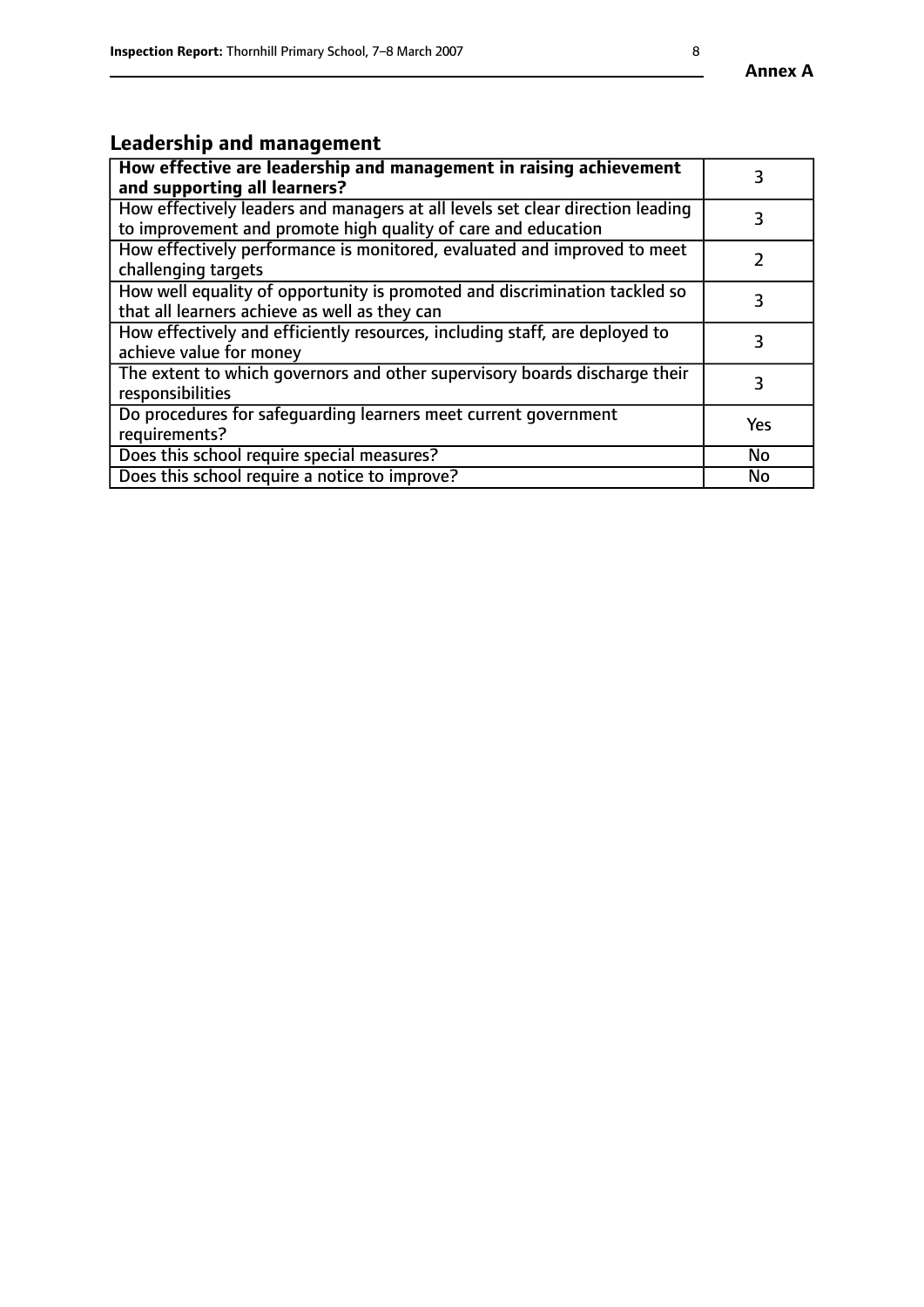## Leadership and management

| **How effective are leadership and management in raising achievement and supporting all learners?** | 3 |
|---|---|
| How effectively leaders and managers at all levels set clear direction leading to improvement and promote high quality of care and education | 3 |
| How effectively performance is monitored, evaluated and improved to meet challenging targets | 2 |
| How well equality of opportunity is promoted and discrimination tackled so that all learners achieve as well as they can | 3 |
| How effectively and efficiently resources, including staff, are deployed to achieve value for money | 3 |
| The extent to which governors and other supervisory boards discharge their responsibilities | 3 |
| Do procedures for safeguarding learners meet current government requirements? | Yes |
| Does this school require special measures? | No |
| Does this school require a notice to improve? | No |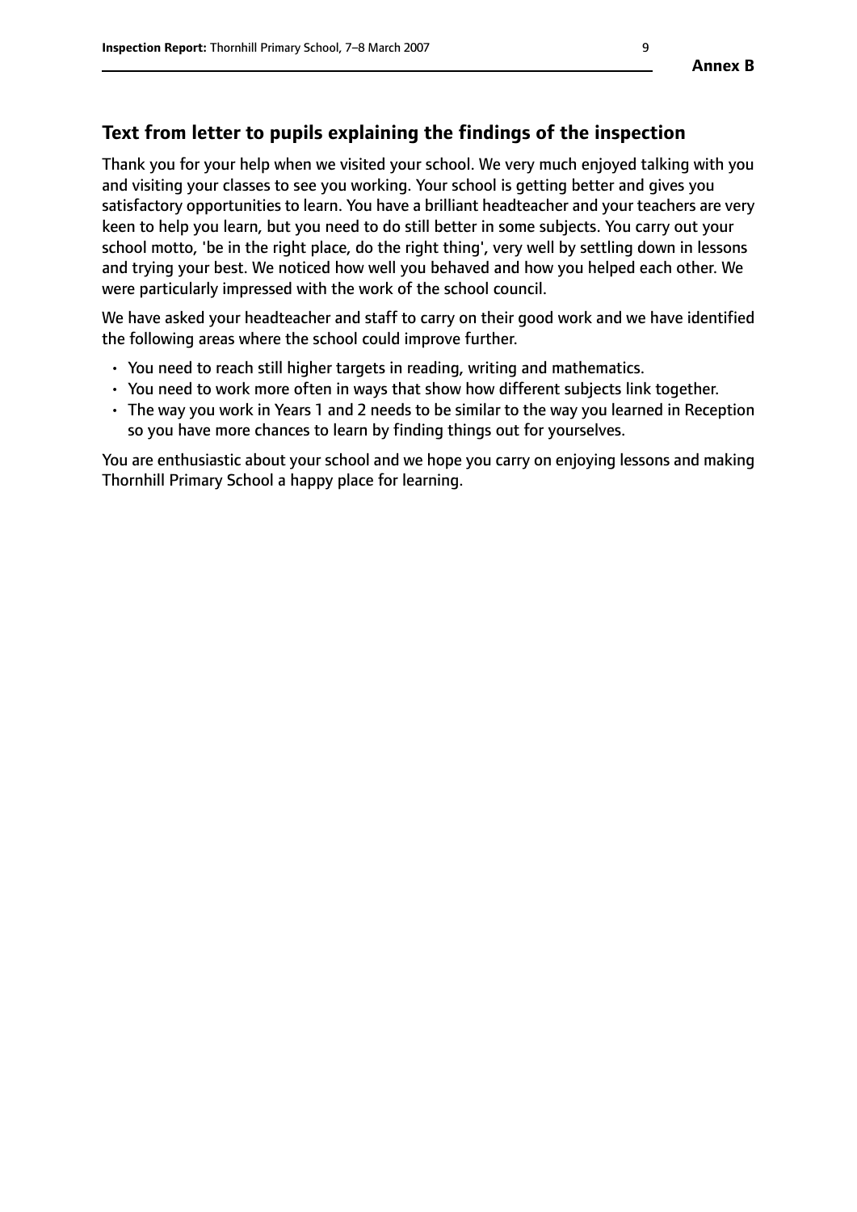## Text from letter to pupils explaining the findings of the inspection

Thank you for your help when we visited your school. We very much enjoyed talking with you and visiting your classes to see you working. Your school is getting better and gives you satisfactory opportunities to learn. You have a brilliant headteacher and your teachers are very keen to help you learn, but you need to do still better in some subjects. You carry out your school motto, 'be in the right place, do the right thing', very well by settling down in lessons and trying your best. We noticed how well you behaved and how you helped each other. We were particularly impressed with the work of the school council.

We have asked your headteacher and staff to carry on their good work and we have identified the following areas where the school could improve further.

- You need to reach still higher targets in reading, writing and mathematics.
- You need to work more often in ways that show how different subjects link together.
- The way you work in Years 1 and 2 needs to be similar to the way you learned in Reception so you have more chances to learn by finding things out for yourselves.

You are enthusiastic about your school and we hope you carry on enjoying lessons and making Thornhill Primary School a happy place for learning.